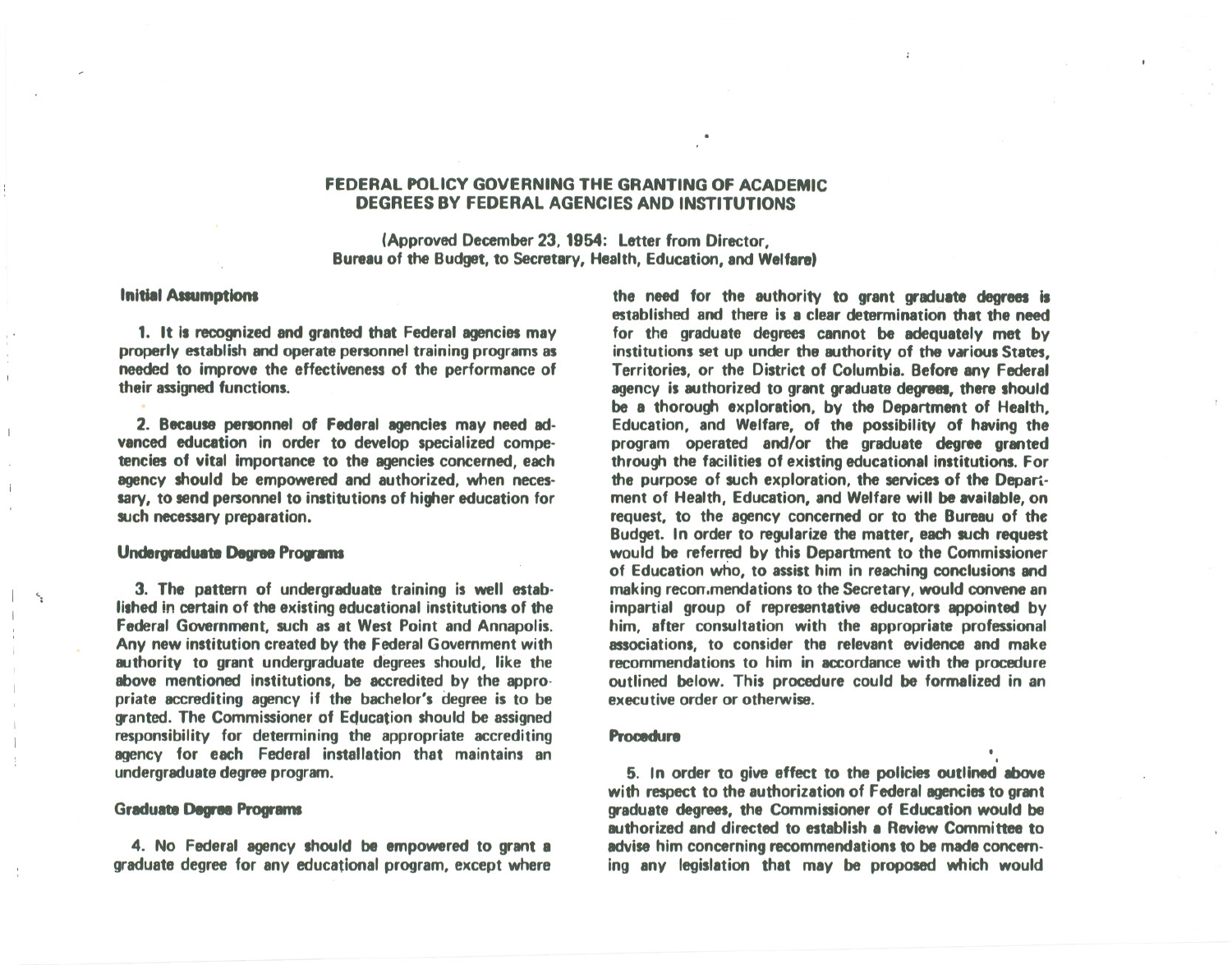# FEDERAL POLICY GOVERNING THE GRANTING OF ACADEMIC DEGREES BY FEDERAL AGENCIES AND INSTITUTIONS

(Approved December 23, 1954: Letter from Director, Bureau of the Budget, to Secretary, Health, Education, and Welfare)

## Initial Assumptions

1. It is recognized and granted that Federal agencies may properly establish and operate personnel training programs as needed to improve the effectiveness of the performance of their assigned functions.

2. Because personnel of Federal agencies may need advanced education in order to develop specialized competencies of vital importance to the agencies concerned, each agency should be empowered and authorized, when necessary, to send personnel to institutions of higher education for such necessary preparation.

## Undergraduate Degree Programs

3. The pattern of undergraduate training is well established in certain of the existing educational institutions of the Federal Government, such as at West Point and Annapolis. Any new institution created by the Federal Government with authority to grant undergraduate degrees should, like the above mentioned institutions, be accredited by the appropriate accrediting agency if the bachelor's degree is to be granted. The Commissioner of Education should be assigned responsibility for determining the appropriate accrediting agency for each Federal installation that maintains an undergraduate degree program.

## Graduate Degree Programs

4. No Federal agency should be empowered to grant a graduate degree for any educational program, except where the need for the authority to grant graduate degrees is established and there is a clear determination that the need for the graduate degrees cannot be adequately met by institutions set up under the authority of the various States, Territories, or the District of Columbia. Before any Federal agency is authorized to grant graduate degrees, there should be a thorough exploration, by the Department of Health, Education, and Welfare, of the possibility of having the program operated and/or the graduate degree granted through the facilities of existing educational institutions. For the purpose of such exploration, the services of the Department of Health, Education, and Welfare will be available, on request, to the agency concerned or to the Bureau of the Budget. In order to regularize the matter, each such request would be referred by this Department to the Commissioner of Education who, to assist him in reaching conclusions and making recommendations to the Secretary, would convene an impartial group of representative educators appointed by him, after consultation with the appropriate professional associations, to consider the relevant evidence and make recommendations to him in accordance with the procedure outlined below. This procedure could be formalized in an executive order or otherwise.

## Procedure

5. In order to give effect to the policies outlined above with respect to the authorization of Federal agencies to grant graduate degrees, the Commissioner of Education would be authorized and directed to establish a Review Committee to advise him concerning recommendations to be made concerning any legislation that may be proposed which would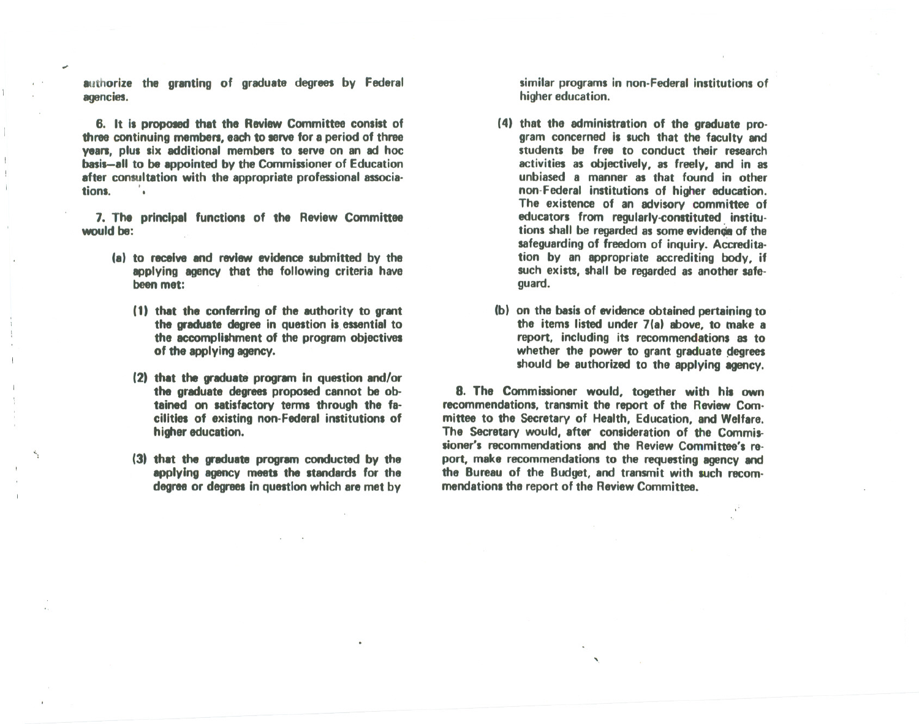authorize the granting of graduate degrees by Federal agencies.

6. It is proposed that the Review Committee consist of three continuing members, each to serve for a period of three years, plus six additional members to serve on an ad hoc basis—all to be appointed by the Commissioner of Education after consultation with the appropriate professional associations.

7. The principal functions of the Review Committee would be:

(a) to receive and review evidence submitted by the applying agency that the following criteria have been met:

(1) that the conferring of the authority to grant the graduate degree in question is essential to the accomplishment of the program objectives of the applying agency.

(2) that the graduate program in question and/or the graduate degrees proposed cannot be obtained on satisfactory terms through the facilities of existing non-Federal institutions of higher education.

(3) that the graduate program conducted by the applying agency meets the standards for the degree or degrees in question which are met by similar programs in non-Federal institutions of higher education.

(4) that the administration of the graduate program concerned is such that the faculty and students be free to conduct their research activities as objectively, as freely, and in as unbiased a manner as that found in other non-Federal institutions of higher education. The existence of an advisory committee of educators from regularly-constituted institutions shall be regarded as some evidence of the safeguarding of freedom of inquiry. Accreditation by an appropriate accrediting body, if such exists, shall be regarded as another safeguard.

(b) on the basis of evidence obtained pertaining to the items listed under 7(a) above, to make a report, including its recommendations as to whether the power to grant graduate degrees should be authorized to the applying agency.

8. The Commissioner would, together with his own recommendations, transmit the report of the Review Committee to the Secretary of Health, Education, and Welfare. The Secretary would, after consideration of the Commissioner's recommendations and the Review Committee's report, make recommendations to the requesting agency and the Bureau of the Budget, and transmit with such recommendations the report of the Review Committee.